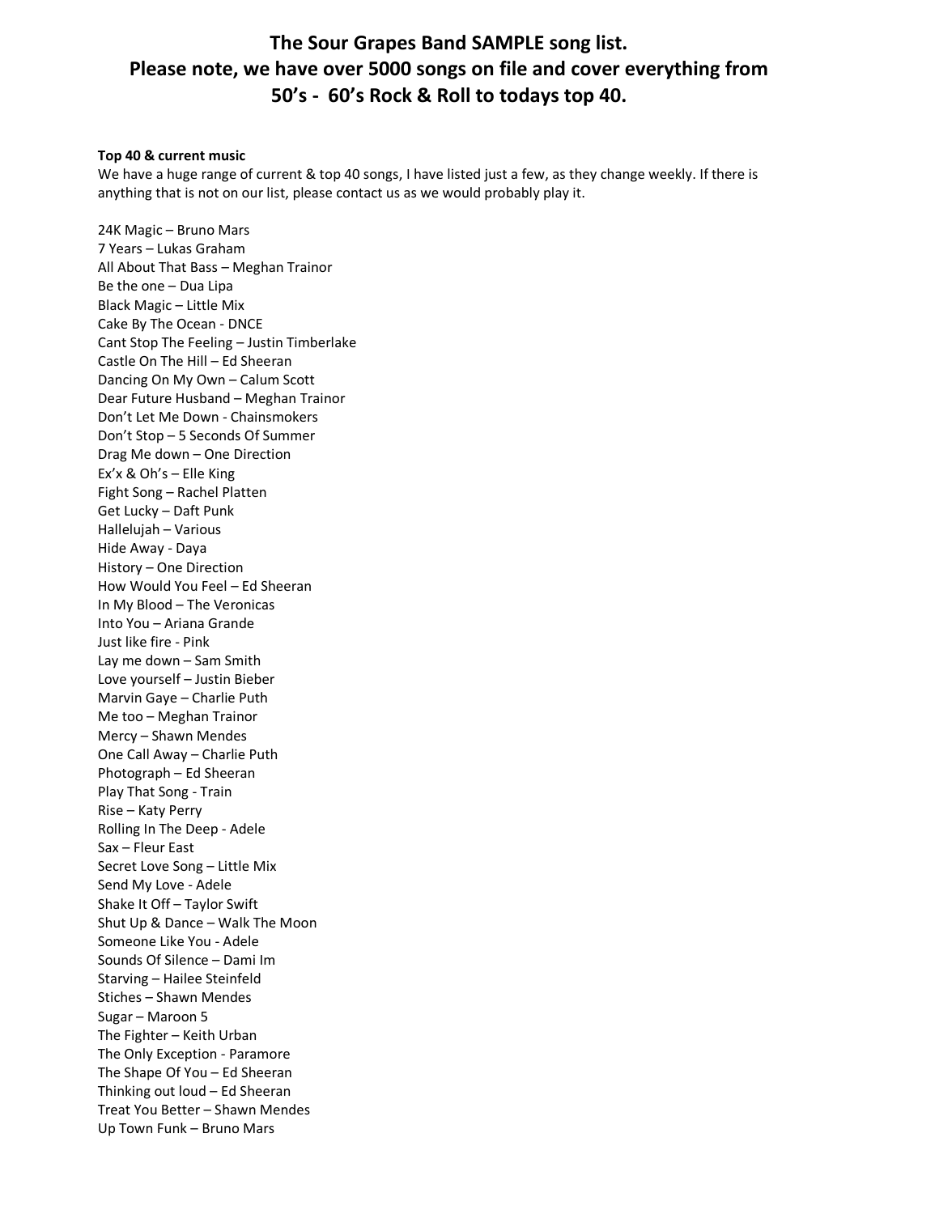# The Sour Grapes Band SAMPLE song list.
# Please note, we have over 5000 songs on file and cover everything from 50's - 60's Rock & Roll to todays top 40.

**Top 40 & current music**

We have a huge range of current & top 40 songs, I have listed just a few, as they change weekly. If there is anything that is not on our list, please contact us as we would probably play it.

24K Magic – Bruno Mars
7 Years – Lukas Graham
All About That Bass – Meghan Trainor
Be the one – Dua Lipa
Black Magic – Little Mix
Cake By The Ocean - DNCE
Cant Stop The Feeling – Justin Timberlake
Castle On The Hill – Ed Sheeran
Dancing On My Own – Calum Scott
Dear Future Husband – Meghan Trainor
Don't Let Me Down - Chainsmokers
Don't Stop – 5 Seconds Of Summer
Drag Me down – One Direction
Ex'x & Oh's – Elle King
Fight Song – Rachel Platten
Get Lucky – Daft Punk
Hallelujah – Various
Hide Away - Daya
History – One Direction
How Would You Feel – Ed Sheeran
In My Blood – The Veronicas
Into You – Ariana Grande
Just like fire - Pink
Lay me down – Sam Smith
Love yourself – Justin Bieber
Marvin Gaye – Charlie Puth
Me too – Meghan Trainor
Mercy – Shawn Mendes
One Call Away – Charlie Puth
Photograph – Ed Sheeran
Play That Song - Train
Rise – Katy Perry
Rolling In The Deep - Adele
Sax – Fleur East
Secret Love Song – Little Mix
Send My Love - Adele
Shake It Off – Taylor Swift
Shut Up & Dance – Walk The Moon
Someone Like You - Adele
Sounds Of Silence – Dami Im
Starving – Hailee Steinfeld
Stiches – Shawn Mendes
Sugar – Maroon 5
The Fighter – Keith Urban
The Only Exception - Paramore
The Shape Of You – Ed Sheeran
Thinking out loud – Ed Sheeran
Treat You Better – Shawn Mendes
Up Town Funk – Bruno Mars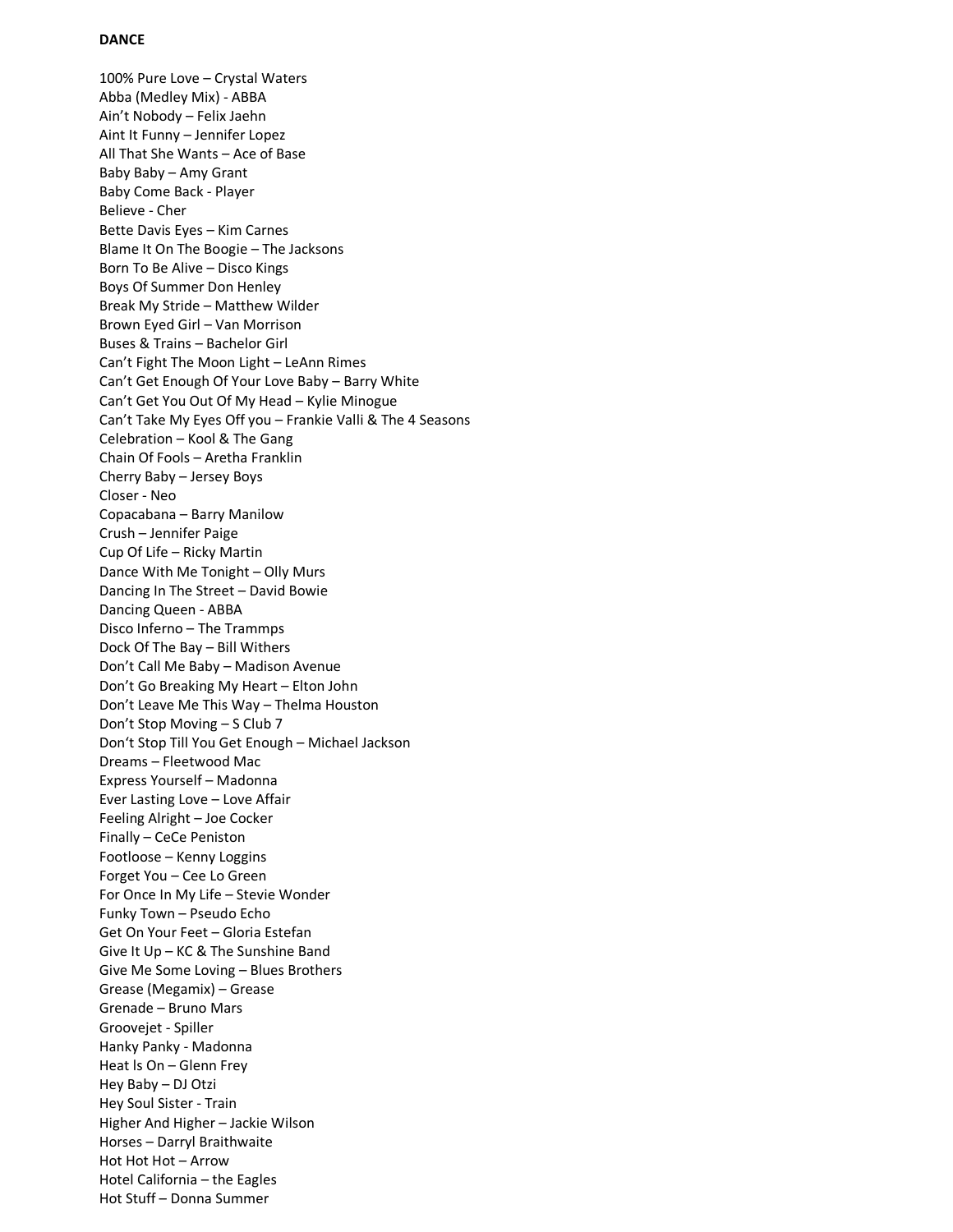**DANCE**

100% Pure Love – Crystal Waters
Abba (Medley Mix) - ABBA
Ain't Nobody – Felix Jaehn
Aint It Funny – Jennifer Lopez
All That She Wants – Ace of Base
Baby Baby – Amy Grant
Baby Come Back - Player
Believe - Cher
Bette Davis Eyes – Kim Carnes
Blame It On The Boogie – The Jacksons
Born To Be Alive – Disco Kings
Boys Of Summer Don Henley
Break My Stride – Matthew Wilder
Brown Eyed Girl – Van Morrison
Buses & Trains – Bachelor Girl
Can't Fight The Moon Light – LeAnn Rimes
Can't Get Enough Of Your Love Baby – Barry White
Can't Get You Out Of My Head – Kylie Minogue
Can't Take My Eyes Off you – Frankie Valli & The 4 Seasons
Celebration – Kool & The Gang
Chain Of Fools – Aretha Franklin
Cherry Baby – Jersey Boys
Closer - Neo
Copacabana – Barry Manilow
Crush – Jennifer Paige
Cup Of Life – Ricky Martin
Dance With Me Tonight – Olly Murs
Dancing In The Street – David Bowie
Dancing Queen - ABBA
Disco Inferno – The Trammps
Dock Of The Bay – Bill Withers
Don't Call Me Baby – Madison Avenue
Don't Go Breaking My Heart – Elton John
Don't Leave Me This Way – Thelma Houston
Don't Stop Moving – S Club 7
Don't Stop Till You Get Enough – Michael Jackson
Dreams – Fleetwood Mac
Express Yourself – Madonna
Ever Lasting Love – Love Affair
Feeling Alright – Joe Cocker
Finally – CeCe Peniston
Footloose – Kenny Loggins
Forget You – Cee Lo Green
For Once In My Life – Stevie Wonder
Funky Town – Pseudo Echo
Get On Your Feet – Gloria Estefan
Give It Up – KC & The Sunshine Band
Give Me Some Loving – Blues Brothers
Grease (Megamix) – Grease
Grenade – Bruno Mars
Groovejet - Spiller
Hanky Panky - Madonna
Heat ls On – Glenn Frey
Hey Baby – DJ Otzi
Hey Soul Sister - Train
Higher And Higher – Jackie Wilson
Horses – Darryl Braithwaite
Hot Hot Hot – Arrow
Hotel California – the Eagles
Hot Stuff – Donna Summer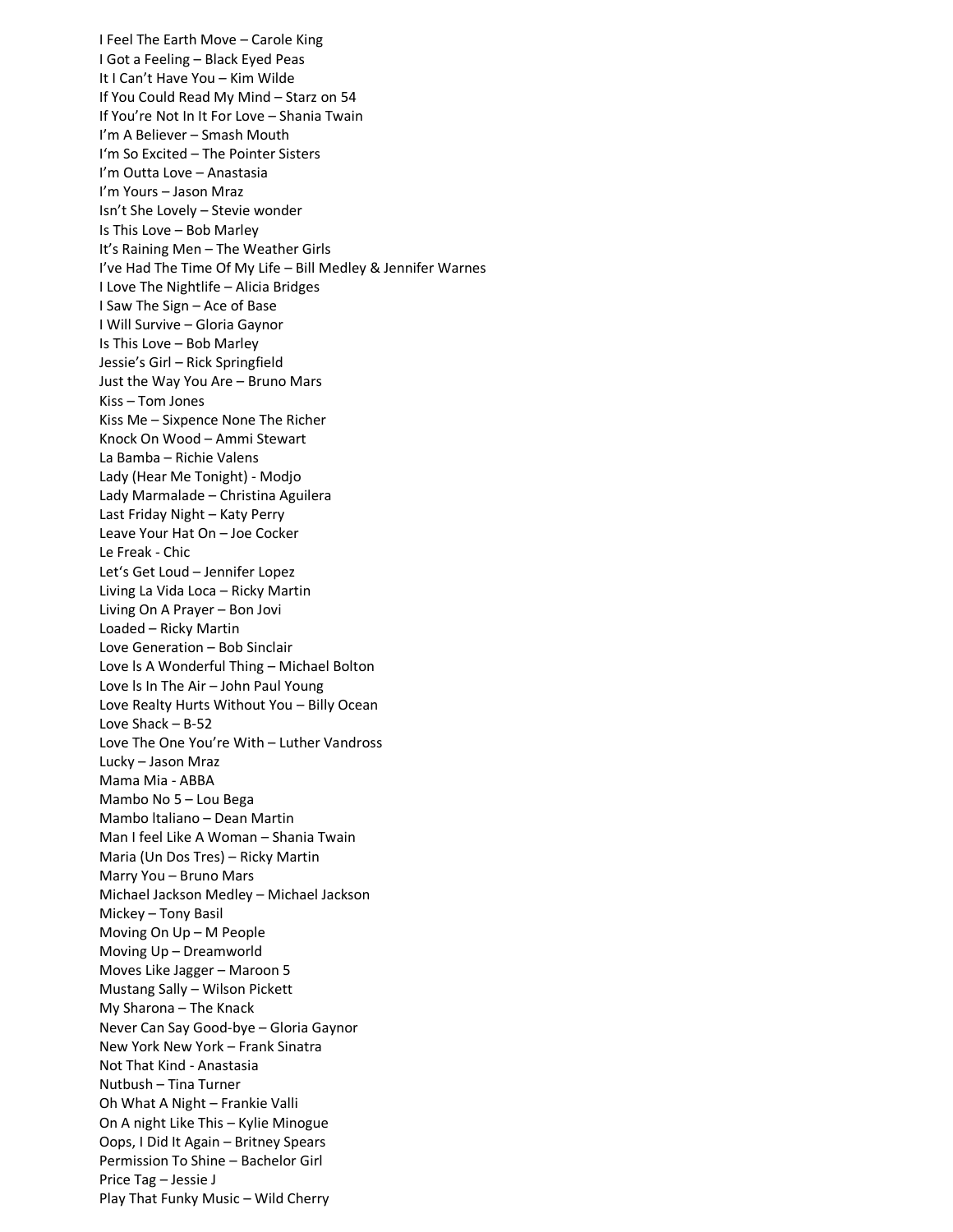I Feel The Earth Move – Carole King
I Got a Feeling – Black Eyed Peas
It I Can't Have You – Kim Wilde
If You Could Read My Mind – Starz on 54
If You're Not In It For Love – Shania Twain
I'm A Believer – Smash Mouth
I'm So Excited – The Pointer Sisters
I'm Outta Love – Anastasia
I'm Yours – Jason Mraz
Isn't She Lovely – Stevie wonder
Is This Love – Bob Marley
It's Raining Men – The Weather Girls
I've Had The Time Of My Life – Bill Medley & Jennifer Warnes
I Love The Nightlife – Alicia Bridges
I Saw The Sign – Ace of Base
I Will Survive – Gloria Gaynor
Is This Love – Bob Marley
Jessie's Girl – Rick Springfield
Just the Way You Are – Bruno Mars
Kiss – Tom Jones
Kiss Me – Sixpence None The Richer
Knock On Wood – Ammi Stewart
La Bamba – Richie Valens
Lady (Hear Me Tonight) - Modjo
Lady Marmalade – Christina Aguilera
Last Friday Night – Katy Perry
Leave Your Hat On – Joe Cocker
Le Freak - Chic
Let's Get Loud – Jennifer Lopez
Living La Vida Loca – Ricky Martin
Living On A Prayer – Bon Jovi
Loaded – Ricky Martin
Love Generation – Bob Sinclair
Love ls A Wonderful Thing – Michael Bolton
Love ls In The Air – John Paul Young
Love Realty Hurts Without You – Billy Ocean
Love Shack – B-52
Love The One You're With – Luther Vandross
Lucky – Jason Mraz
Mama Mia - ABBA
Mambo No 5 – Lou Bega
Mambo ltaliano – Dean Martin
Man I feel Like A Woman – Shania Twain
Maria (Un Dos Tres) – Ricky Martin
Marry You – Bruno Mars
Michael Jackson Medley – Michael Jackson
Mickey – Tony Basil
Moving On Up – M People
Moving Up – Dreamworld
Moves Like Jagger – Maroon 5
Mustang Sally – Wilson Pickett
My Sharona – The Knack
Never Can Say Good-bye – Gloria Gaynor
New York New York – Frank Sinatra
Not That Kind - Anastasia
Nutbush – Tina Turner
Oh What A Night – Frankie Valli
On A night Like This – Kylie Minogue
Oops, I Did It Again – Britney Spears
Permission To Shine – Bachelor Girl
Price Tag – Jessie J
Play That Funky Music – Wild Cherry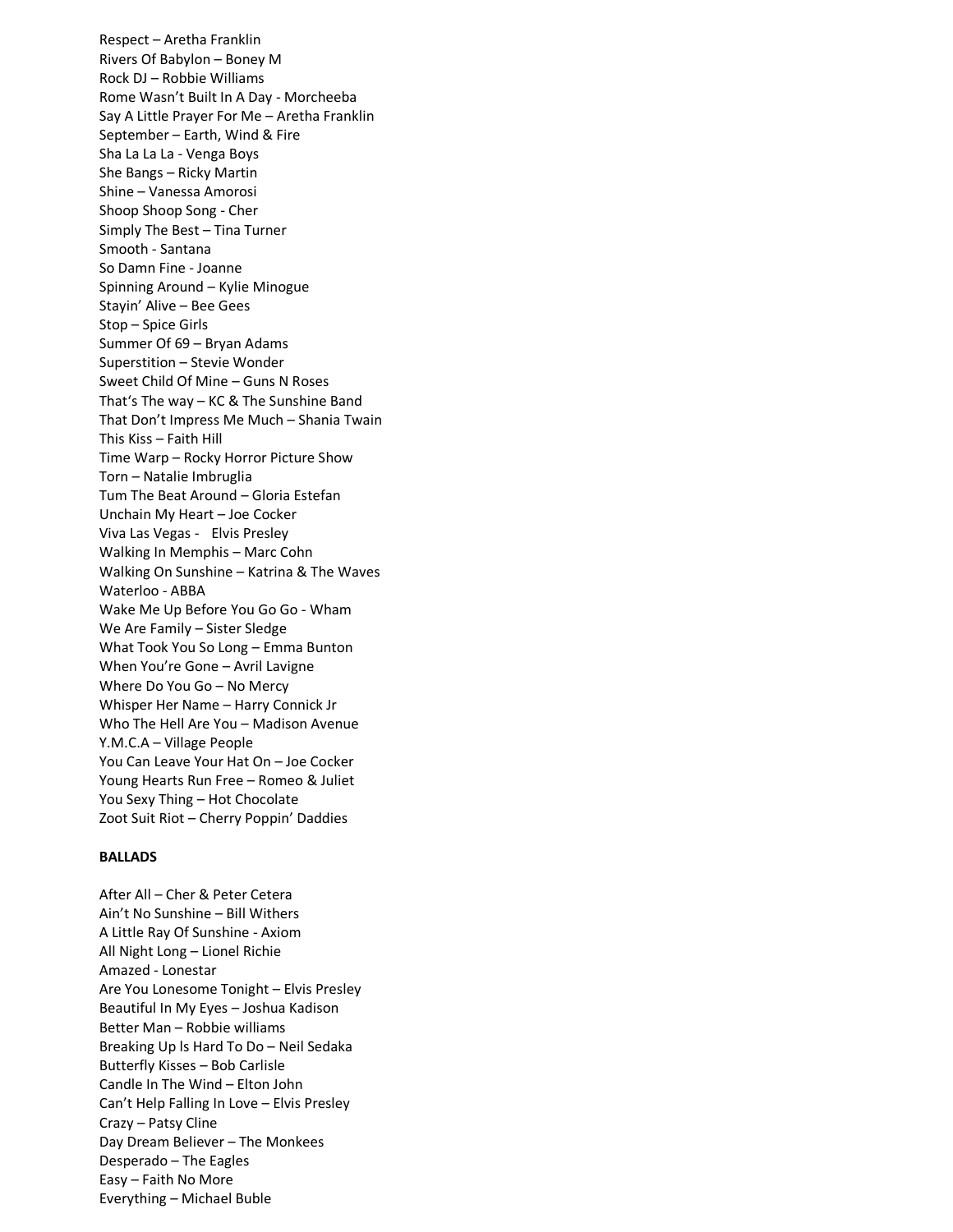Respect – Aretha Franklin
Rivers Of Babylon – Boney M
Rock DJ – Robbie Williams
Rome Wasn't Built In A Day - Morcheeba
Say A Little Prayer For Me – Aretha Franklin
September – Earth, Wind & Fire
Sha La La La - Venga Boys
She Bangs – Ricky Martin
Shine – Vanessa Amorosi
Shoop Shoop Song - Cher
Simply The Best – Tina Turner
Smooth - Santana
So Damn Fine - Joanne
Spinning Around – Kylie Minogue
Stayin' Alive – Bee Gees
Stop – Spice Girls
Summer Of 69 – Bryan Adams
Superstition – Stevie Wonder
Sweet Child Of Mine – Guns N Roses
That's The way – KC & The Sunshine Band
That Don't Impress Me Much – Shania Twain
This Kiss – Faith Hill
Time Warp – Rocky Horror Picture Show
Torn – Natalie Imbruglia
Tum The Beat Around – Gloria Estefan
Unchain My Heart – Joe Cocker
Viva Las Vegas - Elvis Presley
Walking In Memphis – Marc Cohn
Walking On Sunshine – Katrina & The Waves
Waterloo - ABBA
Wake Me Up Before You Go Go - Wham
We Are Family – Sister Sledge
What Took You So Long – Emma Bunton
When You're Gone – Avril Lavigne
Where Do You Go – No Mercy
Whisper Her Name – Harry Connick Jr
Who The Hell Are You – Madison Avenue
Y.M.C.A – Village People
You Can Leave Your Hat On – Joe Cocker
Young Hearts Run Free – Romeo & Juliet
You Sexy Thing – Hot Chocolate
Zoot Suit Riot – Cherry Poppin' Daddies

**BALLADS**

After All – Cher & Peter Cetera
Ain't No Sunshine – Bill Withers
A Little Ray Of Sunshine - Axiom
All Night Long – Lionel Richie
Amazed - Lonestar
Are You Lonesome Tonight – Elvis Presley
Beautiful In My Eyes – Joshua Kadison
Better Man – Robbie williams
Breaking Up ls Hard To Do – Neil Sedaka
Butterfly Kisses – Bob Carlisle
Candle In The Wind – Elton John
Can't Help Falling In Love – Elvis Presley
Crazy – Patsy Cline
Day Dream Believer – The Monkees
Desperado – The Eagles
Easy – Faith No More
Everything – Michael Buble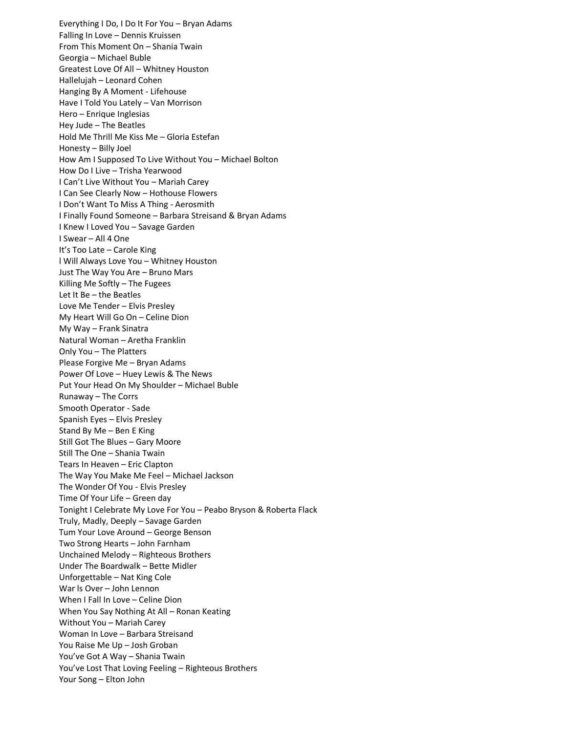Everything I Do, I Do It For You – Bryan Adams
Falling In Love – Dennis Kruissen
From This Moment On – Shania Twain
Georgia – Michael Buble
Greatest Love Of All – Whitney Houston
Hallelujah – Leonard Cohen
Hanging By A Moment - Lifehouse
Have I Told You Lately – Van Morrison
Hero – Enrique Inglesias
Hey Jude – The Beatles
Hold Me Thrill Me Kiss Me – Gloria Estefan
Honesty – Billy Joel
How Am I Supposed To Live Without You – Michael Bolton
How Do I Live – Trisha Yearwood
I Can't Live Without You – Mariah Carey
I Can See Clearly Now – Hothouse Flowers
I Don't Want To Miss A Thing - Aerosmith
I Finally Found Someone – Barbara Streisand & Bryan Adams
I Knew I Loved You – Savage Garden
I Swear – All 4 One
It's Too Late – Carole King
l Will Always Love You – Whitney Houston
Just The Way You Are – Bruno Mars
Killing Me Softly – The Fugees
Let It Be – the Beatles
Love Me Tender – Elvis Presley
My Heart Will Go On – Celine Dion
My Way – Frank Sinatra
Natural Woman – Aretha Franklin
Only You – The Platters
Please Forgive Me – Bryan Adams
Power Of Love – Huey Lewis & The News
Put Your Head On My Shoulder – Michael Buble
Runaway – The Corrs
Smooth Operator - Sade
Spanish Eyes – Elvis Presley
Stand By Me – Ben E King
Still Got The Blues – Gary Moore
Still The One – Shania Twain
Tears In Heaven – Eric Clapton
The Way You Make Me Feel – Michael Jackson
The Wonder Of You - Elvis Presley
Time Of Your Life – Green day
Tonight I Celebrate My Love For You – Peabo Bryson & Roberta Flack
Truly, Madly, Deeply – Savage Garden
Tum Your Love Around – George Benson
Two Strong Hearts – John Farnham
Unchained Melody – Righteous Brothers
Under The Boardwalk – Bette Midler
Unforgettable – Nat King Cole
War ls Over – John Lennon
When I Fall In Love – Celine Dion
When You Say Nothing At All – Ronan Keating
Without You – Mariah Carey
Woman In Love – Barbara Streisand
You Raise Me Up – Josh Groban
You've Got A Way – Shania Twain
You've Lost That Loving Feeling – Righteous Brothers
Your Song – Elton John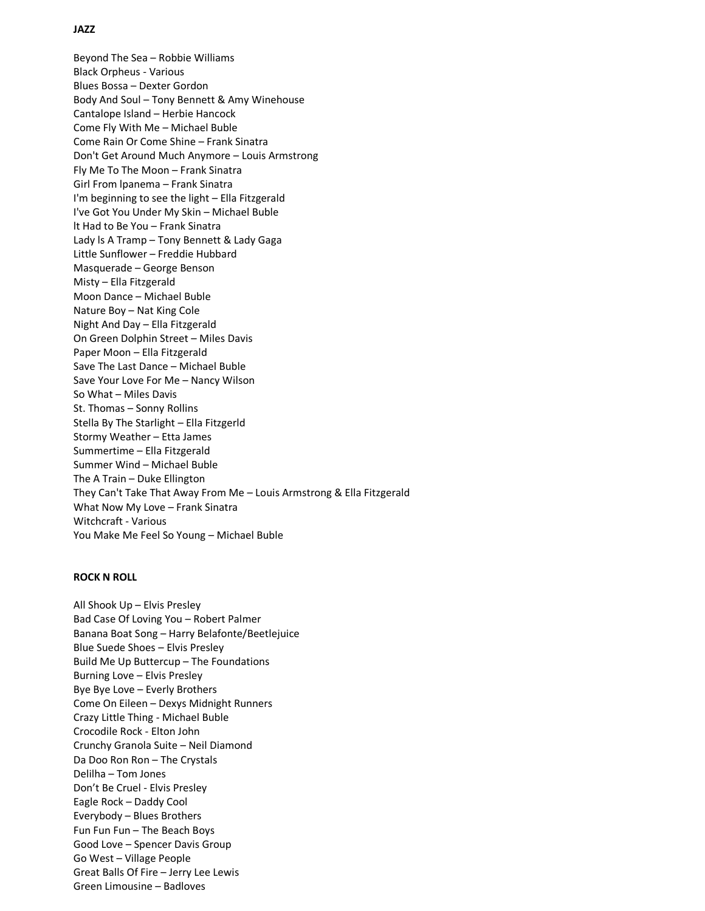**JAZZ**

Beyond The Sea – Robbie Williams
Black Orpheus - Various
Blues Bossa – Dexter Gordon
Body And Soul – Tony Bennett & Amy Winehouse
Cantalope Island – Herbie Hancock
Come Fly With Me – Michael Buble
Come Rain Or Come Shine – Frank Sinatra
Don't Get Around Much Anymore – Louis Armstrong
Fly Me To The Moon – Frank Sinatra
Girl From lpanema – Frank Sinatra
I'm beginning to see the light – Ella Fitzgerald
I've Got You Under My Skin – Michael Buble
lt Had to Be You – Frank Sinatra
Lady ls A Tramp – Tony Bennett & Lady Gaga
Little Sunflower – Freddie Hubbard
Masquerade – George Benson
Misty – Ella Fitzgerald
Moon Dance – Michael Buble
Nature Boy – Nat King Cole
Night And Day – Ella Fitzgerald
On Green Dolphin Street – Miles Davis
Paper Moon – Ella Fitzgerald
Save The Last Dance – Michael Buble
Save Your Love For Me – Nancy Wilson
So What – Miles Davis
St. Thomas – Sonny Rollins
Stella By The Starlight – Ella Fitzgerld
Stormy Weather – Etta James
Summertime – Ella Fitzgerald
Summer Wind – Michael Buble
The A Train – Duke Ellington
They Can't Take That Away From Me – Louis Armstrong & Ella Fitzgerald
What Now My Love – Frank Sinatra
Witchcraft - Various
You Make Me Feel So Young – Michael Buble

**ROCK N ROLL**

All Shook Up – Elvis Presley
Bad Case Of Loving You – Robert Palmer
Banana Boat Song – Harry Belafonte/Beetlejuice
Blue Suede Shoes – Elvis Presley
Build Me Up Buttercup – The Foundations
Burning Love – Elvis Presley
Bye Bye Love – Everly Brothers
Come On Eileen – Dexys Midnight Runners
Crazy Little Thing - Michael Buble
Crocodile Rock - Elton John
Crunchy Granola Suite – Neil Diamond
Da Doo Ron Ron – The Crystals
Delilha – Tom Jones
Don't Be Cruel - Elvis Presley
Eagle Rock – Daddy Cool
Everybody – Blues Brothers
Fun Fun Fun – The Beach Boys
Good Love – Spencer Davis Group
Go West – Village People
Great Balls Of Fire – Jerry Lee Lewis
Green Limousine – Badloves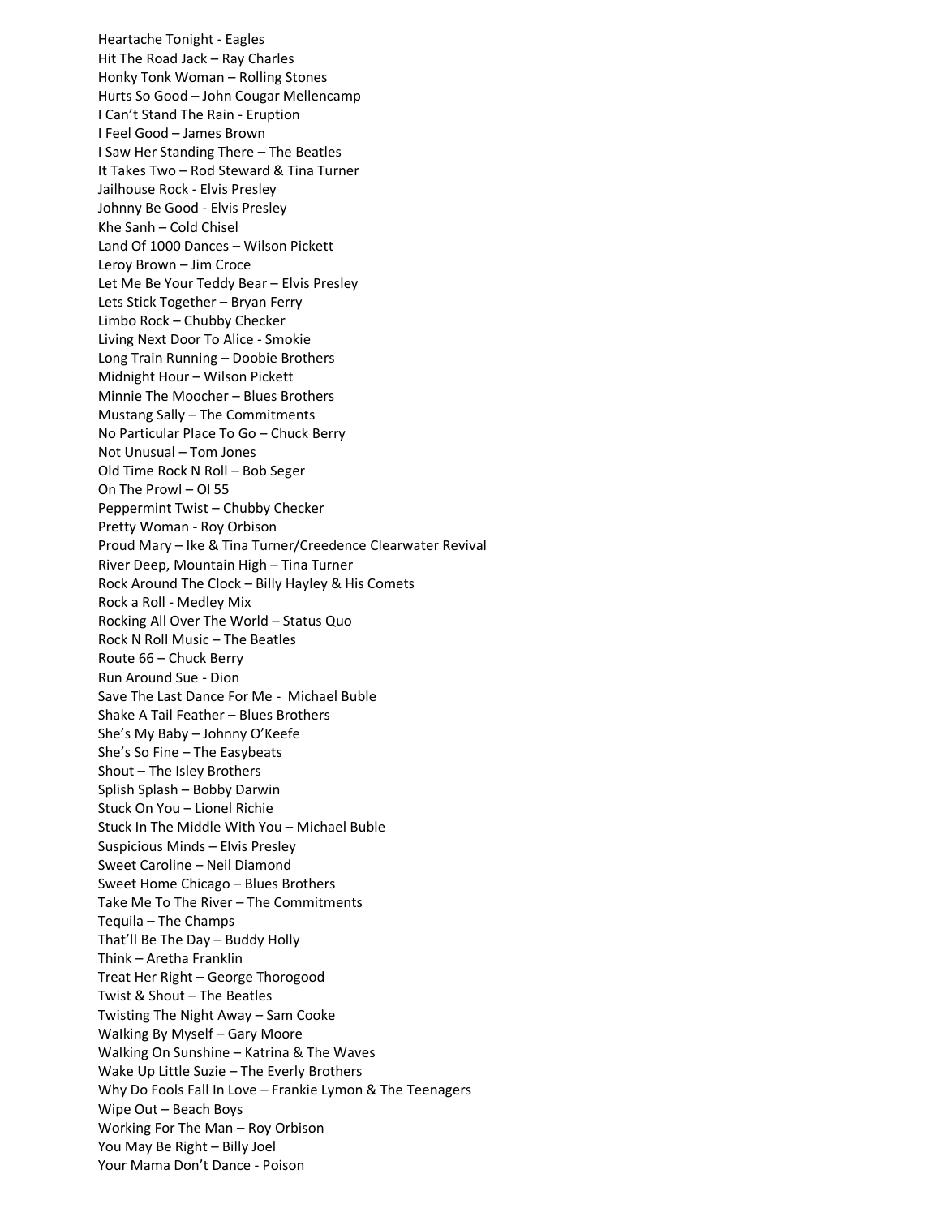Heartache Tonight - Eagles
Hit The Road Jack – Ray Charles
Honky Tonk Woman – Rolling Stones
Hurts So Good – John Cougar Mellencamp
I Can't Stand The Rain - Eruption
I Feel Good – James Brown
I Saw Her Standing There – The Beatles
It Takes Two – Rod Steward & Tina Turner
Jailhouse Rock - Elvis Presley
Johnny Be Good - Elvis Presley
Khe Sanh – Cold Chisel
Land Of 1000 Dances – Wilson Pickett
Leroy Brown – Jim Croce
Let Me Be Your Teddy Bear – Elvis Presley
Lets Stick Together – Bryan Ferry
Limbo Rock – Chubby Checker
Living Next Door To Alice - Smokie
Long Train Running – Doobie Brothers
Midnight Hour – Wilson Pickett
Minnie The Moocher – Blues Brothers
Mustang Sally – The Commitments
No Particular Place To Go – Chuck Berry
Not Unusual – Tom Jones
Old Time Rock N Roll – Bob Seger
On The Prowl – Ol 55
Peppermint Twist – Chubby Checker
Pretty Woman - Roy Orbison
Proud Mary – Ike & Tina Turner/Creedence Clearwater Revival
River Deep, Mountain High – Tina Turner
Rock Around The Clock – Billy Hayley & His Comets
Rock a Roll - Medley Mix
Rocking All Over The World – Status Quo
Rock N Roll Music – The Beatles
Route 66 – Chuck Berry
Run Around Sue - Dion
Save The Last Dance For Me - Michael Buble
Shake A Tail Feather – Blues Brothers
She's My Baby – Johnny O'Keefe
She's So Fine – The Easybeats
Shout – The Isley Brothers
Splish Splash – Bobby Darwin
Stuck On You – Lionel Richie
Stuck In The Middle With You – Michael Buble
Suspicious Minds – Elvis Presley
Sweet Caroline – Neil Diamond
Sweet Home Chicago – Blues Brothers
Take Me To The River – The Commitments
Tequila – The Champs
That'll Be The Day – Buddy Holly
Think – Aretha Franklin
Treat Her Right – George Thorogood
Twist & Shout – The Beatles
Twisting The Night Away – Sam Cooke
Walking By Myself – Gary Moore
Walking On Sunshine – Katrina & The Waves
Wake Up Little Suzie – The Everly Brothers
Why Do Fools Fall In Love – Frankie Lymon & The Teenagers
Wipe Out – Beach Boys
Working For The Man – Roy Orbison
You May Be Right – Billy Joel
Your Mama Don't Dance - Poison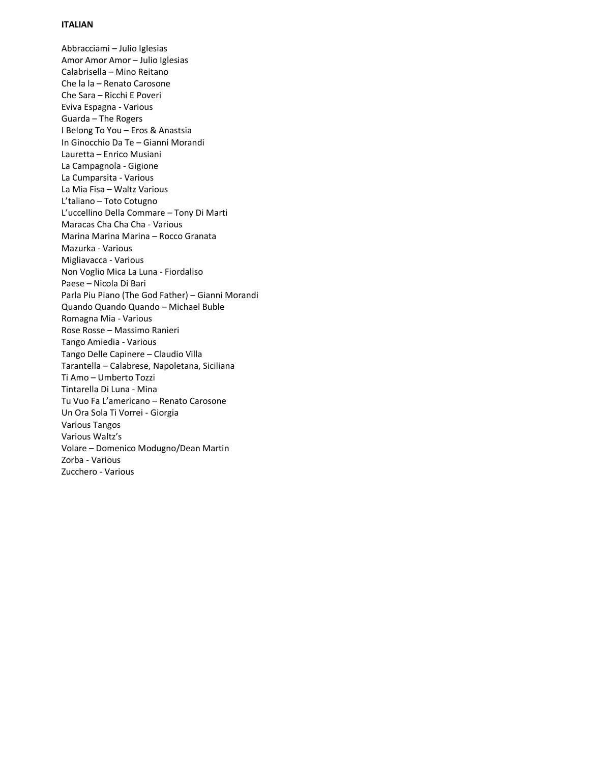**ITALIAN**

Abbracciami – Julio Iglesias
Amor Amor Amor – Julio Iglesias
Calabrisella – Mino Reitano
Che la la – Renato Carosone
Che Sara – Ricchi E Poveri
Eviva Espagna - Various
Guarda – The Rogers
I Belong To You – Eros & Anastsia
In Ginocchio Da Te – Gianni Morandi
Lauretta – Enrico Musiani
La Campagnola - Gigione
La Cumparsita - Various
La Mia Fisa – Waltz Various
L'taliano – Toto Cotugno
L'uccellino Della Commare – Tony Di Marti
Maracas Cha Cha Cha - Various
Marina Marina Marina – Rocco Granata
Mazurka - Various
Migliavacca - Various
Non Voglio Mica La Luna - Fiordaliso
Paese – Nicola Di Bari
Parla Piu Piano (The God Father) – Gianni Morandi
Quando Quando Quando – Michael Buble
Romagna Mia - Various
Rose Rosse – Massimo Ranieri
Tango Amiedia - Various
Tango Delle Capinere – Claudio Villa
Tarantella – Calabrese, Napoletana, Siciliana
Ti Amo – Umberto Tozzi
Tintarella Di Luna - Mina
Tu Vuo Fa L'americano – Renato Carosone
Un Ora Sola Ti Vorrei - Giorgia
Various Tangos
Various Waltz's
Volare – Domenico Modugno/Dean Martin
Zorba - Various
Zucchero - Various